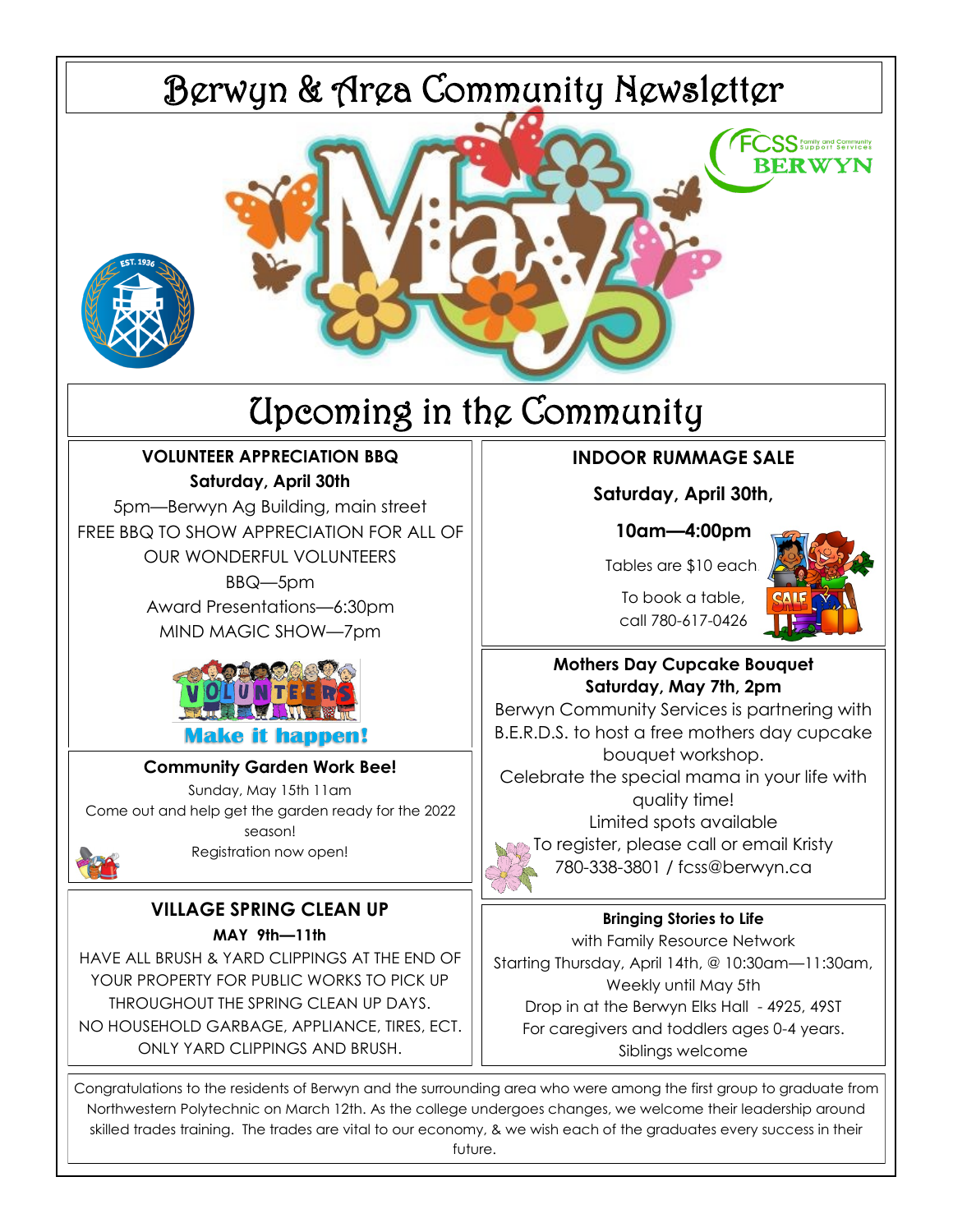# Berwyn & Area Community Newsletter

## Upcoming in the Community

### VOLUNTEER APPRECIATION BBQ

**Saturday, April 30th**

5pm—Berwyn Ag Building, main street

FREE BBQ TO SHOW APPRECIATION FOR ALL OF OUR WONDERFUL VOLUNTEERS

BBQ—5pm

Award Presentations—6:30pm

MIND MAGIC SHOW—7pm

Make it happen!

### INDOOR RUMMAGE SALE

**Saturday, April 30th,**

**10am—4:00pm**

Tables are $10 each

To book a table, call 780-617-0426

### Mothers Day Cupcake Bouquet

**Saturday, May 7th, 2pm**

Berwyn Community Services is partnering with B.E.R.D.S. to host a free mothers day cupcake bouquet workshop.

Celebrate the special mama in your life with quality time!

Limited spots available

To register, please call or email Kristy

780-338-3801 / fcss@berwyn.ca

### Community Garden Work Bee!

Sunday, May 15th 11am

Come out and help get the garden ready for the 2022 season!

Registration now open!

### VILLAGE SPRING CLEAN UP

**MAY 9th—11th**

HAVE ALL BRUSH & YARD CLIPPINGS AT THE END OF YOUR PROPERTY FOR PUBLIC WORKS TO PICK UP THROUGHOUT THE SPRING CLEAN UP DAYS.

NO HOUSEHOLD GARBAGE, APPLIANCE, TIRES, ECT. ONLY YARD CLIPPINGS AND BRUSH.

### Bringing Stories to Life

with Family Resource Network

Starting Thursday, April 14th, @ 10:30am—11:30am,

Weekly until May 5th

Drop in at the Berwyn Elks Hall - 4925, 49ST

For caregivers and toddlers ages 0-4 years.

Siblings welcome

Congratulations to the residents of Berwyn and the surrounding area who were among the first group to graduate from Northwestern Polytechnic on March 12th. As the college undergoes changes, we welcome their leadership around skilled trades training. The trades are vital to our economy, & we wish each of the graduates every success in their future.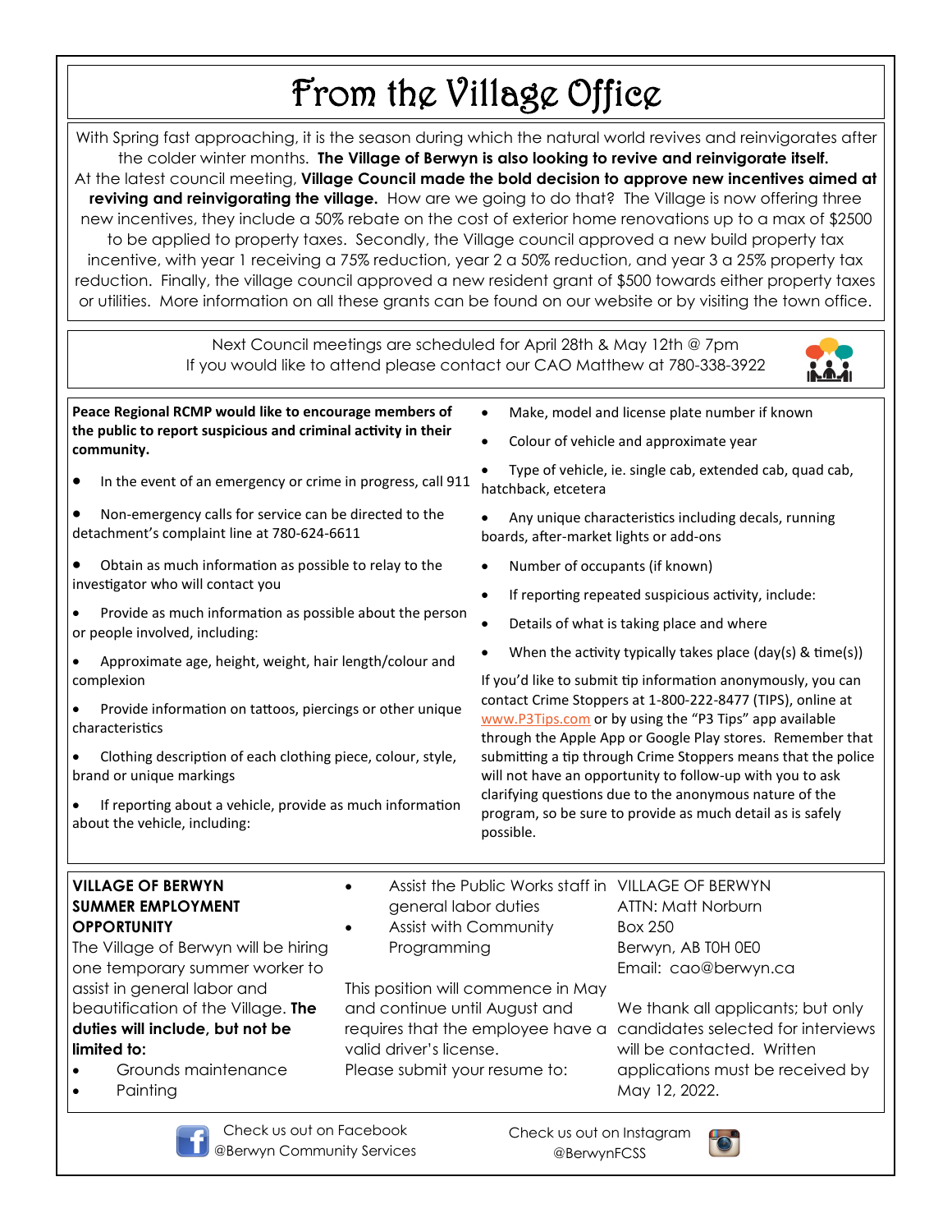# From the Village Office

With Spring fast approaching, it is the season during which the natural world revives and reinvigorates after the colder winter months. **The Village of Berwyn is also looking to revive and reinvigorate itself.** At the latest council meeting, **Village Council made the bold decision to approve new incentives aimed at reviving and reinvigorating the village.** How are we going to do that? The Village is now offering three new incentives, they include a 50% rebate on the cost of exterior home renovations up to a max of $2500 to be applied to property taxes. Secondly, the Village council approved a new build property tax incentive, with year 1 receiving a 75% reduction, year 2 a 50% reduction, and year 3 a 25% property tax reduction. Finally, the village council approved a new resident grant of $500 towards either property taxes or utilities. More information on all these grants can be found on our website or by visiting the town office.

Next Council meetings are scheduled for April 28th & May 12th @ 7pm
If you would like to attend please contact our CAO Matthew at 780-338-3922

**Peace Regional RCMP would like to encourage members of the public to report suspicious and criminal activity in their community.**

- In the event of an emergency or crime in progress, call 911
- Non-emergency calls for service can be directed to the detachment's complaint line at 780-624-6611
- Obtain as much information as possible to relay to the investigator who will contact you
- Provide as much information as possible about the person or people involved, including:
- Approximate age, height, weight, hair length/colour and complexion
- Provide information on tattoos, piercings or other unique characteristics
- Clothing description of each clothing piece, colour, style, brand or unique markings
- If reporting about a vehicle, provide as much information about the vehicle, including:
- Make, model and license plate number if known
- Colour of vehicle and approximate year
- Type of vehicle, ie. single cab, extended cab, quad cab, hatchback, etcetera
- Any unique characteristics including decals, running boards, after-market lights or add-ons
- Number of occupants (if known)
- If reporting repeated suspicious activity, include:
- Details of what is taking place and where
- When the activity typically takes place (day(s) & time(s))

If you'd like to submit tip information anonymously, you can contact Crime Stoppers at 1-800-222-8477 (TIPS), online at www.P3Tips.com or by using the "P3 Tips" app available through the Apple App or Google Play stores. Remember that submitting a tip through Crime Stoppers means that the police will not have an opportunity to follow-up with you to ask clarifying questions due to the anonymous nature of the program, so be sure to provide as much detail as is safely possible.

**VILLAGE OF BERWYN SUMMER EMPLOYMENT OPPORTUNITY**

The Village of Berwyn will be hiring one temporary summer worker to assist in general labor and beautification of the Village. **The duties will include, but not be limited to:**

- Grounds maintenance
- Painting
- Assist the Public Works staff in general labor duties
- Assist with Community Programming

This position will commence in May and continue until August and requires that the employee have a valid driver's license.

Please submit your resume to:

VILLAGE OF BERWYN
ATTN: Matt Norburn
Box 250
Berwyn, AB T0H 0E0
Email: cao@berwyn.ca

We thank all applicants; but only candidates selected for interviews will be contacted. Written applications must be received by May 12, 2022.

Check us out on Facebook @Berwyn Community Services

Check us out on Instagram @BerwynFCSS